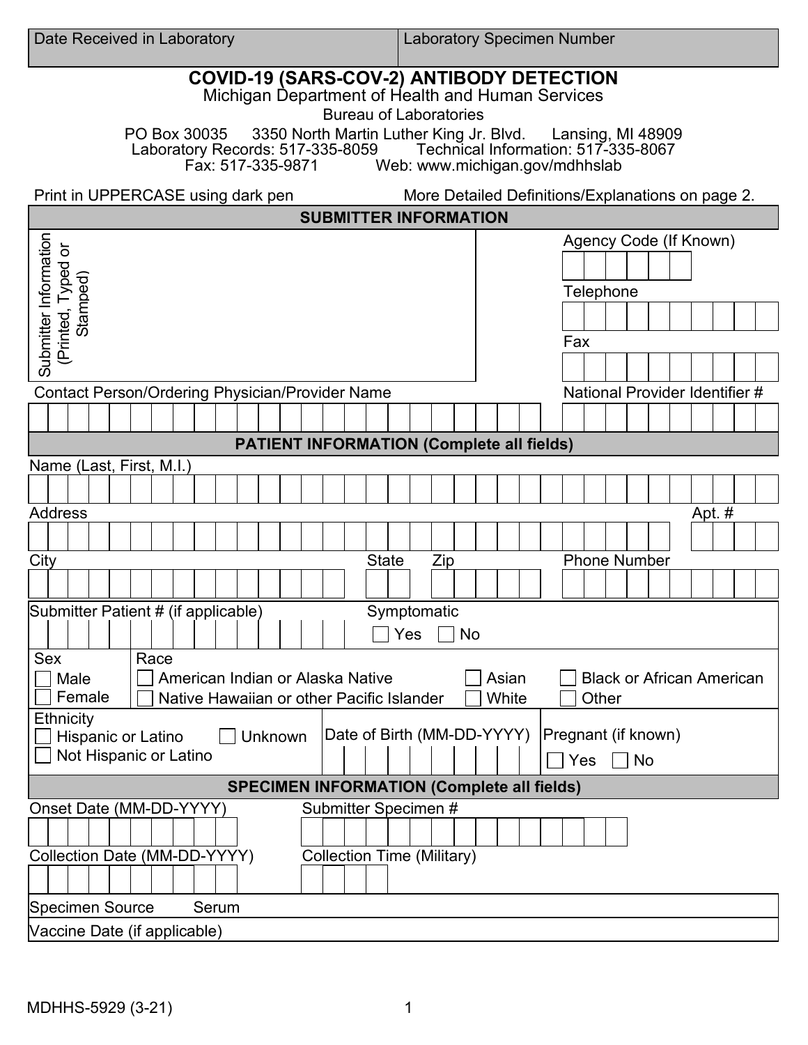| Date Received in Laboratory | Laboratory Specimen Number |
|---|---|
| | |

# COVID-19 (SARS-COV-2) ANTIBODY DETECTION

Michigan Department of Health and Human Services

Bureau of Laboratories

PO Box 30035 3350 North Martin Luther King Jr. Blvd. Lansing, MI 48909

Laboratory Records: 517-335-8059 Technical Information: 517-335-8067

Fax: 517-335-9871 Web: www.michigan.gov/mdhhslab

Print in UPPERCASE using dark pen

More Detailed Definitions/Explanations on page 2.

## SUBMITTER INFORMATION

Submitter Information (Printed, Typed or Stamped)

Agency Code (If Known)

Telephone

Fax

Contact Person/Ordering Physician/Provider Name

National Provider Identifier #

## PATIENT INFORMATION (Complete all fields)

Name (Last, First, M.I.)

Address

Apt. #

City

State

Zip

Phone Number

Submitter Patient # (if applicable)

Symptomatic
- ☐ Yes
- ☐ No

Sex
- ☐ Male
- ☐ Female

Race
- ☐ American Indian or Alaska Native
- ☐ Asian
- ☐ Black or African American
- ☐ Native Hawaiian or other Pacific Islander
- ☐ White
- ☐ Other

Ethnicity
- ☐ Hispanic or Latino
- ☐ Unknown
- ☐ Not Hispanic or Latino

Date of Birth (MM-DD-YYYY)

Pregnant (if known)
- ☐ Yes
- ☐ No

## SPECIMEN INFORMATION (Complete all fields)

Onset Date (MM-DD-YYYY)

Submitter Specimen #

Collection Date (MM-DD-YYYY)

Collection Time (Military)

Specimen Source Serum

Vaccine Date (if applicable)

MDHHS-5929 (3-21)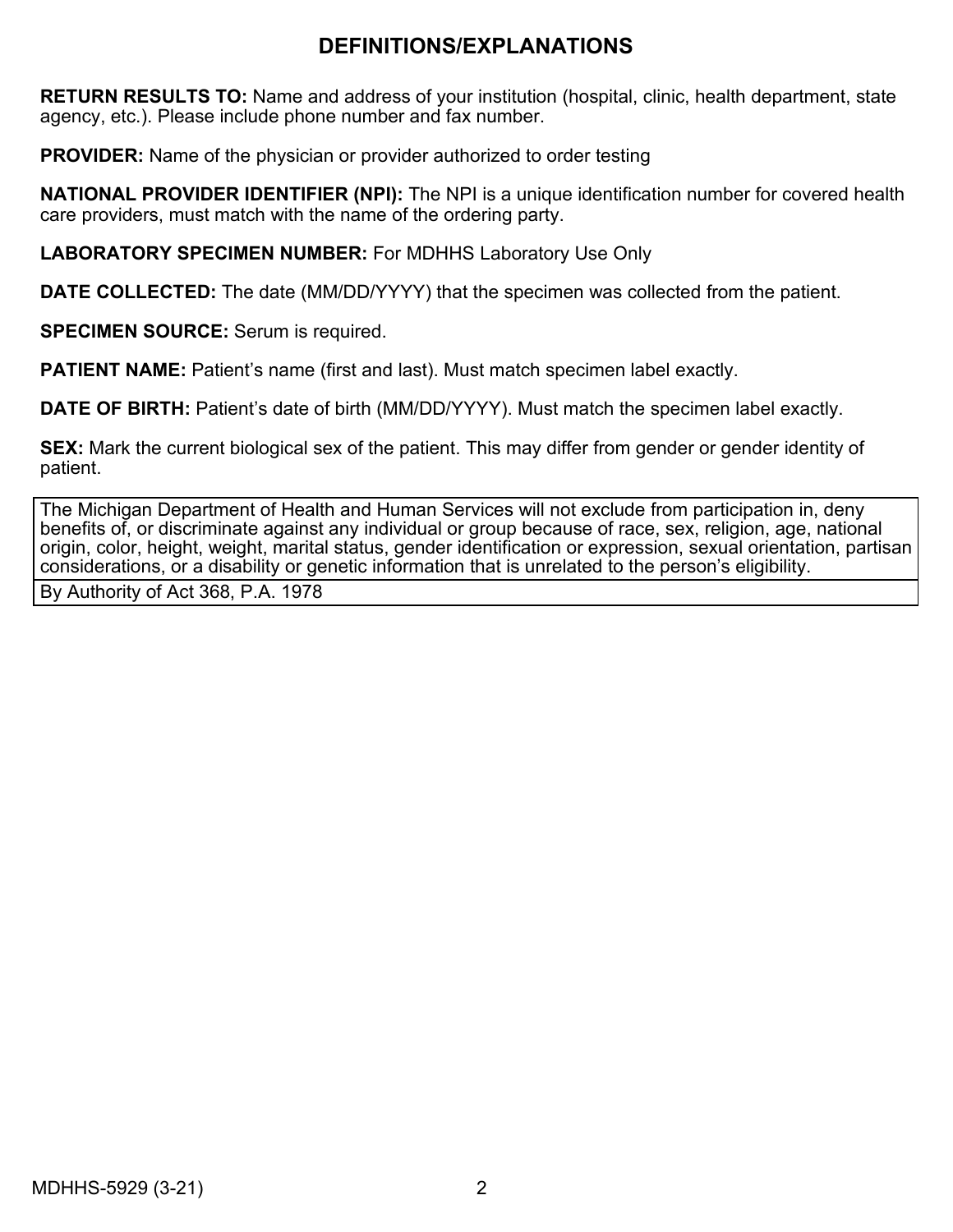# DEFINITIONS/EXPLANATIONS

**RETURN RESULTS TO:** Name and address of your institution (hospital, clinic, health department, state agency, etc.). Please include phone number and fax number.

**PROVIDER:** Name of the physician or provider authorized to order testing

**NATIONAL PROVIDER IDENTIFIER (NPI):** The NPI is a unique identification number for covered health care providers, must match with the name of the ordering party.

**LABORATORY SPECIMEN NUMBER:** For MDHHS Laboratory Use Only

**DATE COLLECTED:** The date (MM/DD/YYYY) that the specimen was collected from the patient.

**SPECIMEN SOURCE:** Serum is required.

**PATIENT NAME:** Patient's name (first and last). Must match specimen label exactly.

**DATE OF BIRTH:** Patient's date of birth (MM/DD/YYYY). Must match the specimen label exactly.

**SEX:** Mark the current biological sex of the patient. This may differ from gender or gender identity of patient.

| |
|---|
| The Michigan Department of Health and Human Services will not exclude from participation in, deny benefits of, or discriminate against any individual or group because of race, sex, religion, age, national origin, color, height, weight, marital status, gender identification or expression, sexual orientation, partisan considerations, or a disability or genetic information that is unrelated to the person's eligibility. |
| By Authority of Act 368, P.A. 1978 |

MDHHS-5929 (3-21)